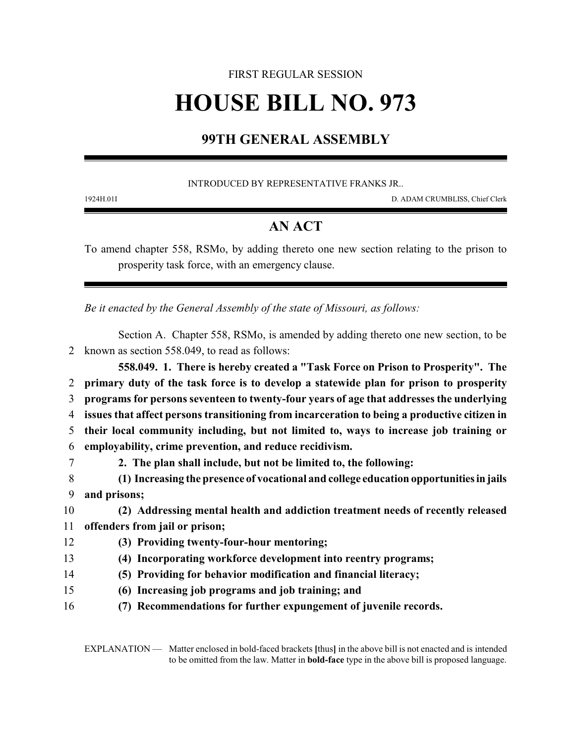FIRST REGULAR SESSION

# HOUSE BILL NO. 973

## 99TH GENERAL ASSEMBLY

INTRODUCED BY REPRESENTATIVE FRANKS JR..

1924H.01I D. ADAM CRUMBLISS, Chief Clerk

## AN ACT

To amend chapter 558, RSMo, by adding thereto one new section relating to the prison to prosperity task force, with an emergency clause.

*Be it enacted by the General Assembly of the state of Missouri, as follows:*

Section A. Chapter 558, RSMo, is amended by adding thereto one new section, to be known as section 558.049, to read as follows:

**558.049. 1. There is hereby created a "Task Force on Prison to Prosperity". The primary duty of the task force is to develop a statewide plan for prison to prosperity programs for persons seventeen to twenty-four years of age that addresses the underlying issues that affect persons transitioning from incarceration to being a productive citizen in their local community including, but not limited to, ways to increase job training or employability, crime prevention, and reduce recidivism.**

**2. The plan shall include, but not be limited to, the following:**

**(1) Increasing the presence of vocational and college education opportunities in jails and prisons;**

**(2) Addressing mental health and addiction treatment needs of recently released offenders from jail or prison;**

**(3) Providing twenty-four-hour mentoring;**

**(4) Incorporating workforce development into reentry programs;**

**(5) Providing for behavior modification and financial literacy;**

**(6) Increasing job programs and job training; and**

**(7) Recommendations for further expungement of juvenile records.**

EXPLANATION — Matter enclosed in bold-faced brackets **[**thus**]** in the above bill is not enacted and is intended to be omitted from the law. Matter in **bold-face** type in the above bill is proposed language.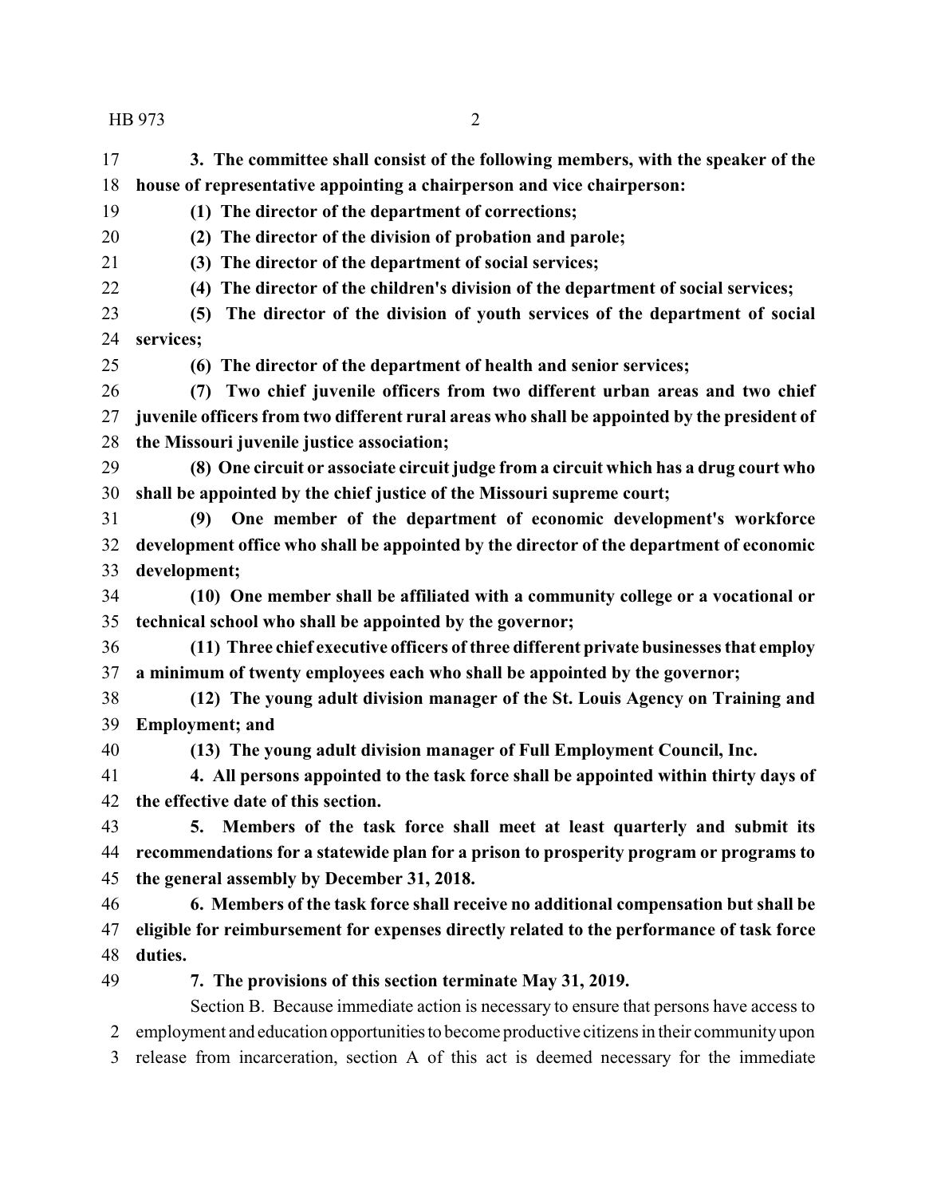**3. The committee shall consist of the following members, with the speaker of the house of representative appointing a chairperson and vice chairperson:**

**(1) The director of the department of corrections;**

**(2) The director of the division of probation and parole;**

**(3) The director of the department of social services;**

**(4) The director of the children's division of the department of social services;**

**(5) The director of the division of youth services of the department of social services;**

**(6) The director of the department of health and senior services;**

**(7) Two chief juvenile officers from two different urban areas and two chief juvenile officers from two different rural areas who shall be appointed by the president of the Missouri juvenile justice association;**

**(8) One circuit or associate circuit judge from a circuit which has a drug court who shall be appointed by the chief justice of the Missouri supreme court;**

**(9) One member of the department of economic development's workforce development office who shall be appointed by the director of the department of economic development;**

**(10) One member shall be affiliated with a community college or a vocational or technical school who shall be appointed by the governor;**

**(11) Three chief executive officers of three different private businesses that employ a minimum of twenty employees each who shall be appointed by the governor;**

**(12) The young adult division manager of the St. Louis Agency on Training and Employment; and**

**(13) The young adult division manager of Full Employment Council, Inc.**

**4. All persons appointed to the task force shall be appointed within thirty days of the effective date of this section.**

**5. Members of the task force shall meet at least quarterly and submit its recommendations for a statewide plan for a prison to prosperity program or programs to the general assembly by December 31, 2018.**

**6. Members of the task force shall receive no additional compensation but shall be eligible for reimbursement for expenses directly related to the performance of task force duties.**

**7. The provisions of this section terminate May 31, 2019.**

Section B. Because immediate action is necessary to ensure that persons have access to employment and education opportunities to become productive citizens in their community upon release from incarceration, section A of this act is deemed necessary for the immediate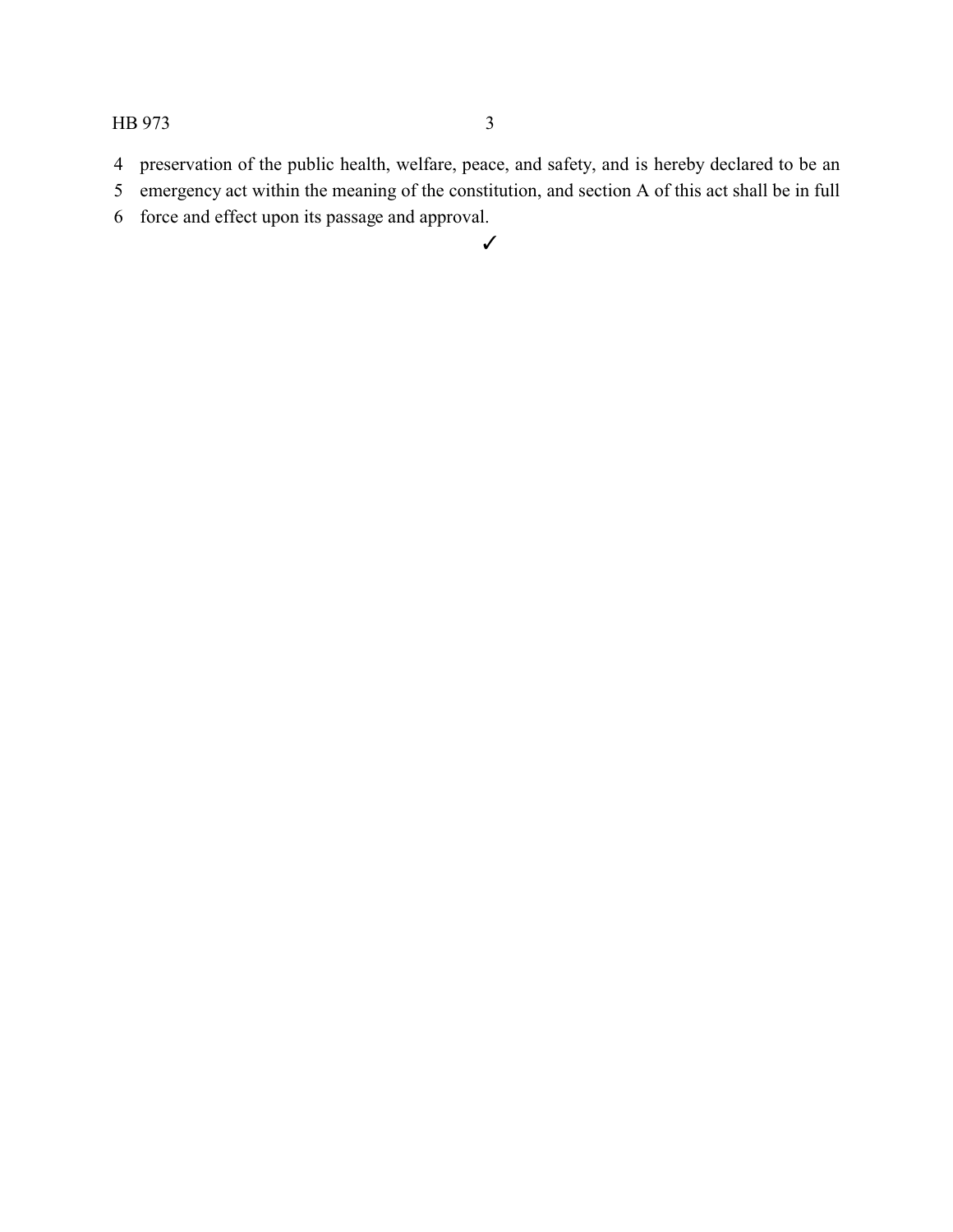4 preservation of the public health, welfare, peace, and safety, and is hereby declared to be an
5 emergency act within the meaning of the constitution, and section A of this act shall be in full
6 force and effect upon its passage and approval.

✓